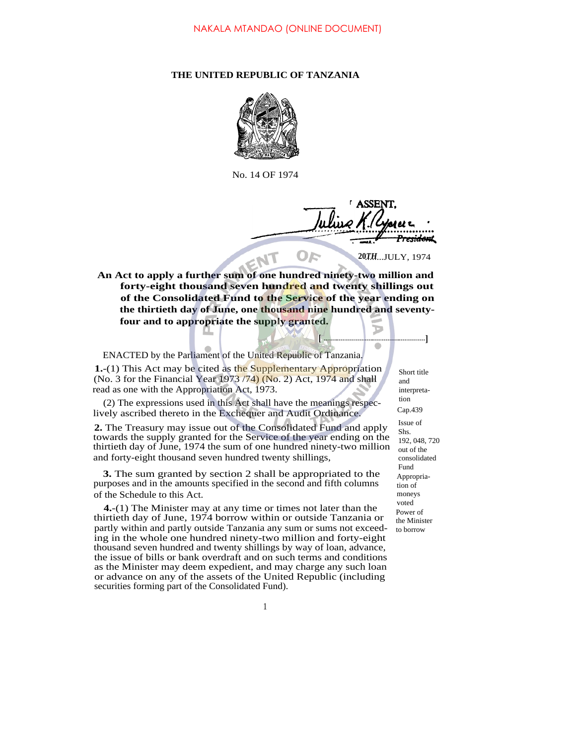NAKALA MTANDAO (ONLINE DOCUMENT)

**THE UNITED REPUBLIC OF TANZANIA**

No. 14 OF 1974

ASSENT.

Julius K. Nyerere
President

20TH...JULY, 1974

**An Act to apply a further sum of one hundred ninety-two million and forty-eight thousand seven hundred and twenty shillings out of the Consolidated Fund to the Service of the year ending on the thirtieth day of June, one thousand nine hundred and seventy-four and to appropriate the supply granted.**

[ ..................................................]

ENACTED by the Parliament of the United Republic of Tanzania.

Short title and interpretation

**1.**-(1) This Act may be cited as the Supplementary Appropriation (No. 3 for the Financial Year 1973 /74) (No. 2) Act, 1974 and shall read as one with the Appropriation Act, 1973.

Cap.439

(2) The expressions used in this Act shall have the meanings respectively ascribed thereto in the Exchequer and Audit Ordinance.

Issue of Shs. 192, 048, 720 out of the consolidated Fund

**2.** The Treasury may issue out of the Consolidated Fund and apply towards the supply granted for the Service of the year ending on the thirtieth day of June, 1974 the sum of one hundred ninety-two million and forty-eight thousand seven hundred twenty shillings,

Appropriation of moneys voted

**3.** The sum granted by section 2 shall be appropriated to the purposes and in the amounts specified in the second and fifth columns of the Schedule to this Act.

Power of the Minister to borrow

**4.**-(1) The Minister may at any time or times not later than the thirtieth day of June, 1974 borrow within or outside Tanzania or partly within and partly outside Tanzania any sum or sums not exceeding in the whole one hundred ninety-two million and forty-eight thousand seven hundred and twenty shillings by way of loan, advance, the issue of bills or bank overdraft and on such terms and conditions as the Minister may deem expedient, and may charge any such loan or advance on any of the assets of the United Republic (including securities forming part of the Consolidated Fund).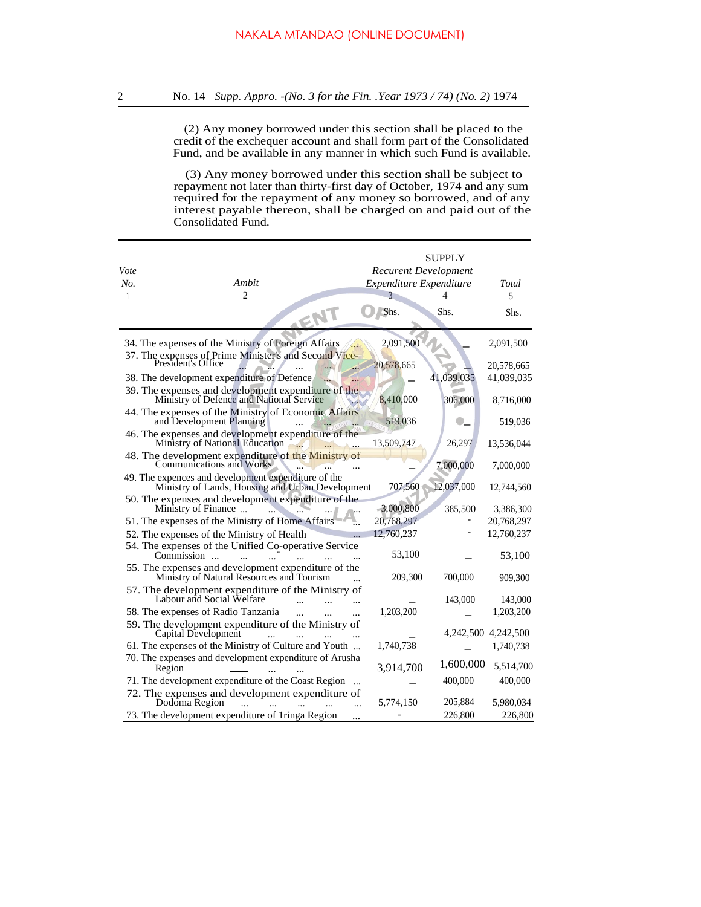NAKALA MTANDAO (ONLINE DOCUMENT)

(2) Any money borrowed under this section shall be placed to the credit of the exchequer account and shall form part of the Consolidated Fund, and be available in any manner in which such Fund is available.

(3) Any money borrowed under this section shall be subject to repayment not later than thirty-first day of October, 1974 and any sum required for the repayment of any money so borrowed, and of any interest payable thereon, shall be charged on and paid out of the Consolidated Fund.

SUPPLY

| *Vote No.* | *Ambit* | *Recurent Expenditure* | *Development Expenditure* | *Total* |
|---|---|---|---|---|
| 1 | 2 | 3 | 4 | 5 |
| | | Shs. | Shs. | Shs. |
| | 34. The expenses of the Ministry of Foreign Affairs ... | 2,091,500 | _ | 2,091,500 |
| | 37. The expenses of Prime Minister's and Second Vice-President's Office ... ... ... ... ... | 20,578,665 | _ | 20,578,665 |
| | 38. The development expenditure of Defence ... ... | _ | 41,039,035 | 41,039,035 |
| | 39. The expenses and development expenditure of the Ministry of Defence and National Service ... | 8,410,000 | 306,000 | 8,716,000 |
| | 44. The expenses of the Ministry of Economic Affairs and Development Planning ... ... ... | 519,036 | _ | 519,036 |
| | 46. The expenses and development expenditure of the Ministry of National Education ... ... ... | 13,509,747 | 26,297 | 13,536,044 |
| | 48. The development expenditure of the Ministry of Communications and Works ... ... ... | _ | 7,000,000 | 7,000,000 |
| | 49. The expences and development expenditure of the Ministry of Lands, Housing and Urban Development | 707,560 | 12,037,000 | 12,744,560 |
| | 50. The expenses and development expenditure of the Ministry of Finance ... ... ... ... ... | 3,000,800 | 385,500 | 3,386,300 |
| | 51. The expenses of the Ministry of Home Affairs ... | 20,768,297 | - | 20,768,297 |
| | 52. The expenses of the Ministry of Health ... | 12,760,237 | - | 12,760,237 |
| | 54. The expenses of the Unified Co-operative Service Commission ... ... ... ... ... ... | 53,100 | _ | 53,100 |
| | 55. The expenses and development expenditure of the Ministry of Natural Resources and Tourism ... | 209,300 | 700,000 | 909,300 |
| | 57. The development expenditure of the Ministry of Labour and Social Welfare ... ... ... | _ | 143,000 | 143,000 |
| | 58. The expenses of Radio Tanzania ... ... ... | 1,203,200 | _ | 1,203,200 |
| | 59. The development expenditure of the Ministry of Capital Development ... ... ... ... | _ | 4,242,500 | 4,242,500 |
| | 61. The expenses of the Ministry of Culture and Youth ... | 1,740,738 | _ | 1,740,738 |
| | 70. The expenses and development expenditure of Arusha Region ... ... | 3,914,700 | 1,600,000 | 5,514,700 |
| | 71. The development expenditure of the Coast Region ... | _ | 400,000 | 400,000 |
| | 72. The expenses and development expenditure of Dodoma Region ... ... ... ... ... | 5,774,150 | 205,884 | 5,980,034 |
| | 73. The development expenditure of 1ringa Region ... | - | 226,800 | 226,800 |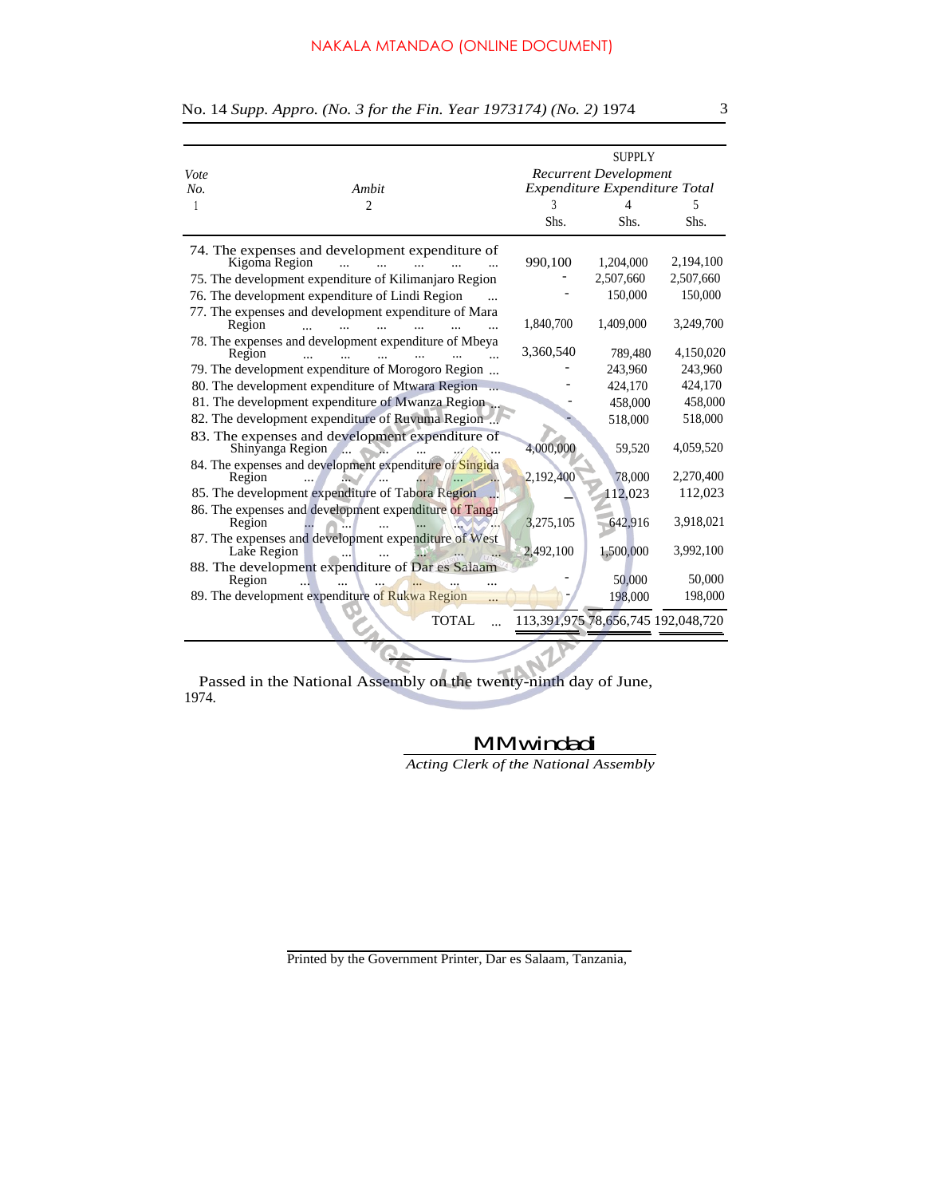| Vote No. | Ambit | SUPPLY Recurrent Expenditure | Development Expenditure | Total |
|---|---|---|---|---|
| 1 | 2 | 3 | 4 | 5 |
| | | Shs. | Shs. | Shs. |
| 74. | The expenses and development expenditure of Kigoma Region ... ... ... ... ... | 990,100 | 1,204,000 | 2,194,100 |
| 75. | The development expenditure of Kilimanjaro Region | - | 2,507,660 | 2,507,660 |
| 76. | The development expenditure of Lindi Region ... | - | 150,000 | 150,000 |
| 77. | The expenses and development expenditure of Mara Region ... ... ... ... ... ... | 1,840,700 | 1,409,000 | 3,249,700 |
| 78. | The expenses and development expenditure of Mbeya Region ... ... ... ... ... ... | 3,360,540 | 789,480 | 4,150,020 |
| 79. | The development expenditure of Morogoro Region ... | - | 243,960 | 243,960 |
| 80. | The development expenditure of Mtwara Region ... | - | 424,170 | 424,170 |
| 81. | The development expenditure of Mwanza Region ... | - | 458,000 | 458,000 |
| 82. | The development expenditure of Ruvuma Region ... | - | 518,000 | 518,000 |
| 83. | The expenses and development expenditure of Shinyanga Region ... ... ... ... ... | 4,000,000 | 59,520 | 4,059,520 |
| 84. | The expenses and development expenditure of Singida Region ... ... ... ... ... ... | 2,192,400 | 78,000 | 2,270,400 |
| 85. | The development expenditure of Tabora Region ... | – | 112,023 | 112,023 |
| 86. | The expenses and development expenditure of Tanga Region ... ... ... ... ... ... | 3,275,105 | 642,916 | 3,918,021 |
| 87. | The expenses and development expenditure of West Lake Region ... ... ... ... ... | 2,492,100 | 1,500,000 | 3,992,100 |
| 88. | The development expenditure of Dar es Salaam Region ... ... ... ... ... ... | - | 50,000 | 50,000 |
| 89. | The development expenditure of Rukwa Region ... | - | 198,000 | 198,000 |
| | TOTAL ... | 113,391,975 | 78,656,745 | 192,048,720 |

Passed in the National Assembly on the twenty-ninth day of June, 1974.

MMwindadi

*Acting Clerk of the National Assembly*

Printed by the Government Printer, Dar es Salaam, Tanzania,